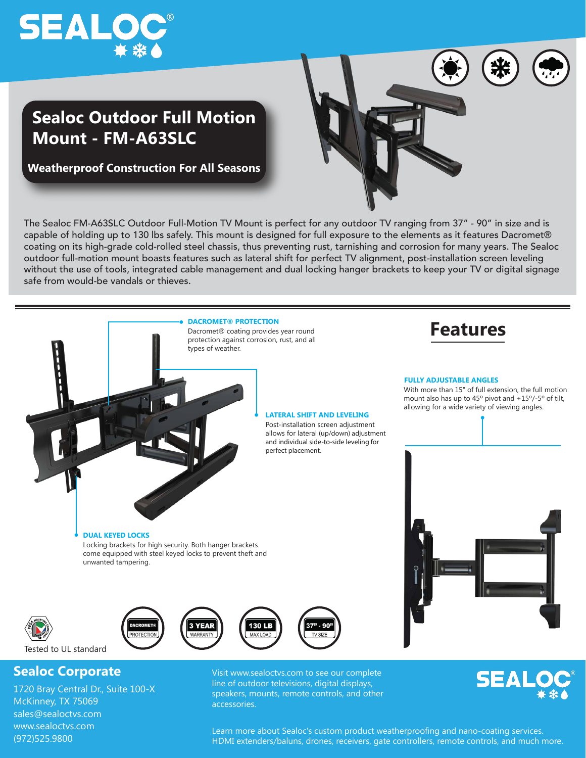# Sealoc Outdoor Full Motion Mount - FM-A63SLC

**Weatherproof Construction For All Seasons**

The Sealoc FM-A63SLC Outdoor Full-Motion TV Mount is perfect for any outdoor TV ranging from 37" - 90" in size and is capable of holding up to 130 lbs safely. This mount is designed for full exposure to the elements as it features Dacromet® coating on its high-grade cold-rolled steel chassis, thus preventing rust, tarnishing and corrosion for many years. The Sealoc outdoor full-motion mount boasts features such as lateral shift for perfect TV alignment, post-installation screen leveling without the use of tools, integrated cable management and dual locking hanger brackets to keep your TV or digital signage safe from would-be vandals or thieves.

## Features

**DACROMET® PROTECTION**

Dacromet® coating provides year round protection against corrosion, rust, and all types of weather.

**FULLY ADJUSTABLE ANGLES**

With more than 15" of full extension, the full motion mount also has up to 45° pivot and +15°/-5° of tilt, allowing for a wide variety of viewing angles.

**LATERAL SHIFT AND LEVELING**

Post-installation screen adjustment allows for lateral (up/down) adjustment and individual side-to-side leveling for perfect placement.

**DUAL KEYED LOCKS**

Locking brackets for high security. Both hanger brackets come equipped with steel keyed locks to prevent theft and unwanted tampering.

Tested to UL standard

DACROMET® PROTECTION | 3 YEAR WARRANTY | 130 LB MAX LOAD | 37" - 90" TV SIZE

## Sealoc Corporate

1720 Bray Central Dr., Suite 100-X
McKinney, TX 75069
sales@sealoctvs.com
www.sealoctvs.com
(972)525.9800

Visit www.sealoctvs.com to see our complete line of outdoor televisions, digital displays, speakers, mounts, remote controls, and other accessories.

Learn more about Sealoc's custom product weatherproofing and nano-coating services. HDMI extenders/baluns, drones, receivers, gate controllers, remote controls, and much more.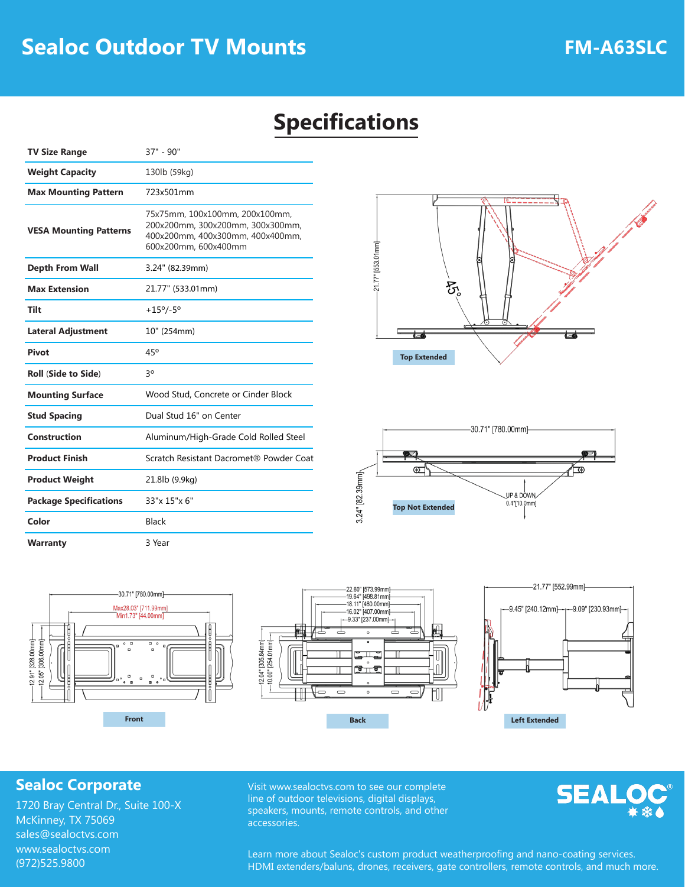# Sealoc Outdoor TV Mounts

**FM-A63SLC**

## Specifications

| | |
|---|---|
| **TV Size Range** | 37" - 90" |
| **Weight Capacity** | 130lb (59kg) |
| **Max Mounting Pattern** | 723x501mm |
| **VESA Mounting Patterns** | 75x75mm, 100x100mm, 200x100mm, 200x200mm, 300x200mm, 300x300mm, 400x200mm, 400x300mm, 400x400mm, 600x200mm, 600x400mm |
| **Depth From Wall** | 3.24" (82.39mm) |
| **Max Extension** | 21.77" (533.01mm) |
| **Tilt** | +15°/-5° |
| **Lateral Adjustment** | 10" (254mm) |
| **Pivot** | 45° |
| **Roll (Side to Side)** | 3° |
| **Mounting Surface** | Wood Stud, Concrete or Cinder Block |
| **Stud Spacing** | Dual Stud 16" on Center |
| **Construction** | Aluminum/High-Grade Cold Rolled Steel |
| **Product Finish** | Scratch Resistant Dacromet® Powder Coat |
| **Product Weight** | 21.8lb (9.9kg) |
| **Package Specifications** | 33"x 15"x 6" |
| **Color** | Black |
| **Warranty** | 3 Year |

21.77" [553.01mm]
45°
Top Extended

30.71" [780.00mm]
3.24" [82.39mm]
UP & DOWN
0.4"[10.0mm]
Top Not Extended

30.71" [780.00mm]
Max28.03" [711.99mm]
Min1.73" [44.00mm]
12.91" [328.00mm]
12.05" [306.00mm]
Front

22.60" [573.99mm]
19.64" [498.81mm]
18.11" [460.00mm]
16.02" [407.00mm]
9.33" [237.00mm]
12.04" [305.84mm]
10.00" [254.01mm]
Back

21.77" [552.99mm]
9.45" [240.12mm]
9.09" [230.93mm]
Left Extended

## Sealoc Corporate

1720 Bray Central Dr., Suite 100-X
McKinney, TX 75069
sales@sealoctvs.com
www.sealoctvs.com
(972)525.9800

Visit www.sealoctvs.com to see our complete line of outdoor televisions, digital displays, speakers, mounts, remote controls, and other accessories.

Learn more about Sealoc's custom product weatherproofing and nano-coating services. HDMI extenders/baluns, drones, receivers, gate controllers, remote controls, and much more.

SEALOC®